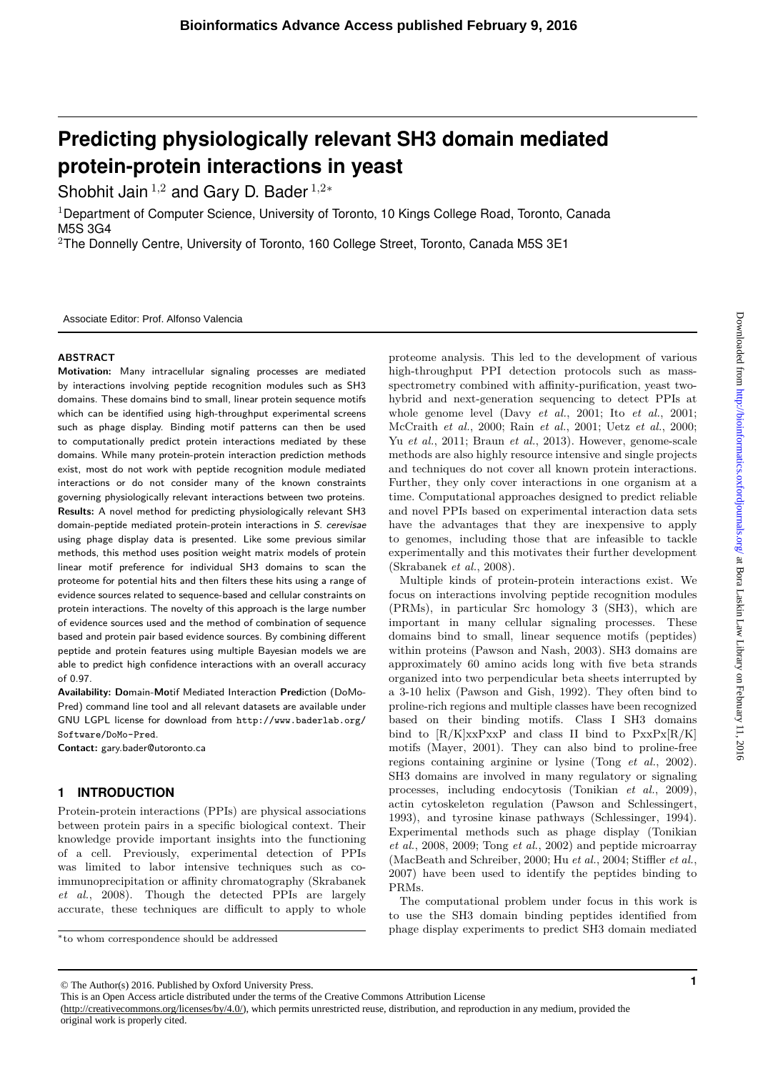# Predicting physiologically relevant SH3 domain mediated protein-protein interactions in yeast

Shobhit Jain [1,2] and Gary D. Bader [1,2*]

[1]Department of Computer Science, University of Toronto, 10 Kings College Road, Toronto, Canada M5S 3G4

[2]The Donnelly Centre, University of Toronto, 160 College Street, Toronto, Canada M5S 3E1

Associate Editor: Prof. Alfonso Valencia

## ABSTRACT

**Motivation:** Many intracellular signaling processes are mediated by interactions involving peptide recognition modules such as SH3 domains. These domains bind to small, linear protein sequence motifs which can be identified using high-throughput experimental screens such as phage display. Binding motif patterns can then be used to computationally predict protein interactions mediated by these domains. While many protein-protein interaction prediction methods exist, most do not work with peptide recognition module mediated interactions or do not consider many of the known constraints governing physiologically relevant interactions between two proteins.

**Results:** A novel method for predicting physiologically relevant SH3 domain-peptide mediated protein-protein interactions in *S. cerevisae* using phage display data is presented. Like some previous similar methods, this method uses position weight matrix models of protein linear motif preference for individual SH3 domains to scan the proteome for potential hits and then filters these hits using a range of evidence sources related to sequence-based and cellular constraints on protein interactions. The novelty of this approach is the large number of evidence sources used and the method of combination of sequence based and protein pair based evidence sources. By combining different peptide and protein features using multiple Bayesian models we are able to predict high confidence interactions with an overall accuracy of 0.97.

**Availability:** **Do**main-**Mo**tif Mediated Interaction **Pred**iction (DoMo-Pred) command line tool and all relevant datasets are available under GNU LGPL license for download from http://www.baderlab.org/Software/DoMo-Pred.

**Contact:** gary.bader@utoronto.ca

## 1 INTRODUCTION

Protein-protein interactions (PPIs) are physical associations between protein pairs in a specific biological context. Their knowledge provide important insights into the functioning of a cell. Previously, experimental detection of PPIs was limited to labor intensive techniques such as co-immunoprecipitation or affinity chromatography (Skrabanek *et al.*, 2008). Though the detected PPIs are largely accurate, these techniques are difficult to apply to whole proteome analysis. This led to the development of various high-throughput PPI detection protocols such as mass-spectrometry combined with affinity-purification, yeast two-hybrid and next-generation sequencing to detect PPIs at whole genome level (Davy *et al.*, 2001; Ito *et al.*, 2001; McCraith *et al.*, 2000; Rain *et al.*, 2001; Uetz *et al.*, 2000; Yu *et al.*, 2011; Braun *et al.*, 2013). However, genome-scale methods are also highly resource intensive and single projects and techniques do not cover all known protein interactions. Further, they only cover interactions in one organism at a time. Computational approaches designed to predict reliable and novel PPIs based on experimental interaction data sets have the advantages that they are inexpensive to apply to genomes, including those that are infeasible to tackle experimentally and this motivates their further development (Skrabanek *et al.*, 2008).

Multiple kinds of protein-protein interactions exist. We focus on interactions involving peptide recognition modules (PRMs), in particular Src homology 3 (SH3), which are important in many cellular signaling processes. These domains bind to small, linear sequence motifs (peptides) within proteins (Pawson and Nash, 2003). SH3 domains are approximately 60 amino acids long with five beta strands organized into two perpendicular beta sheets interrupted by a 3-10 helix (Pawson and Gish, 1992). They often bind to proline-rich regions and multiple classes have been recognized based on their binding motifs. Class I SH3 domains bind to [R/K]xxPxxP and class II bind to PxxPx[R/K] motifs (Mayer, 2001). They can also bind to proline-free regions containing arginine or lysine (Tong *et al.*, 2002). SH3 domains are involved in many regulatory or signaling processes, including endocytosis (Tonikian *et al.*, 2009), actin cytoskeleton regulation (Pawson and Schlessingert, 1993), and tyrosine kinase pathways (Schlessinger, 1994). Experimental methods such as phage display (Tonikian *et al.*, 2008, 2009; Tong *et al.*, 2002) and peptide microarray (MacBeath and Schreiber, 2000; Hu *et al.*, 2004; Stiffler *et al.*, 2007) have been used to identify the peptides binding to PRMs.

The computational problem under focus in this work is to use the SH3 domain binding peptides identified from phage display experiments to predict SH3 domain mediated

*to whom correspondence should be addressed

© The Author(s) 2016. Published by Oxford University Press.
This is an Open Access article distributed under the terms of the Creative Commons Attribution License (http://creativecommons.org/licenses/by/4.0/), which permits unrestricted reuse, distribution, and reproduction in any medium, provided the original work is properly cited.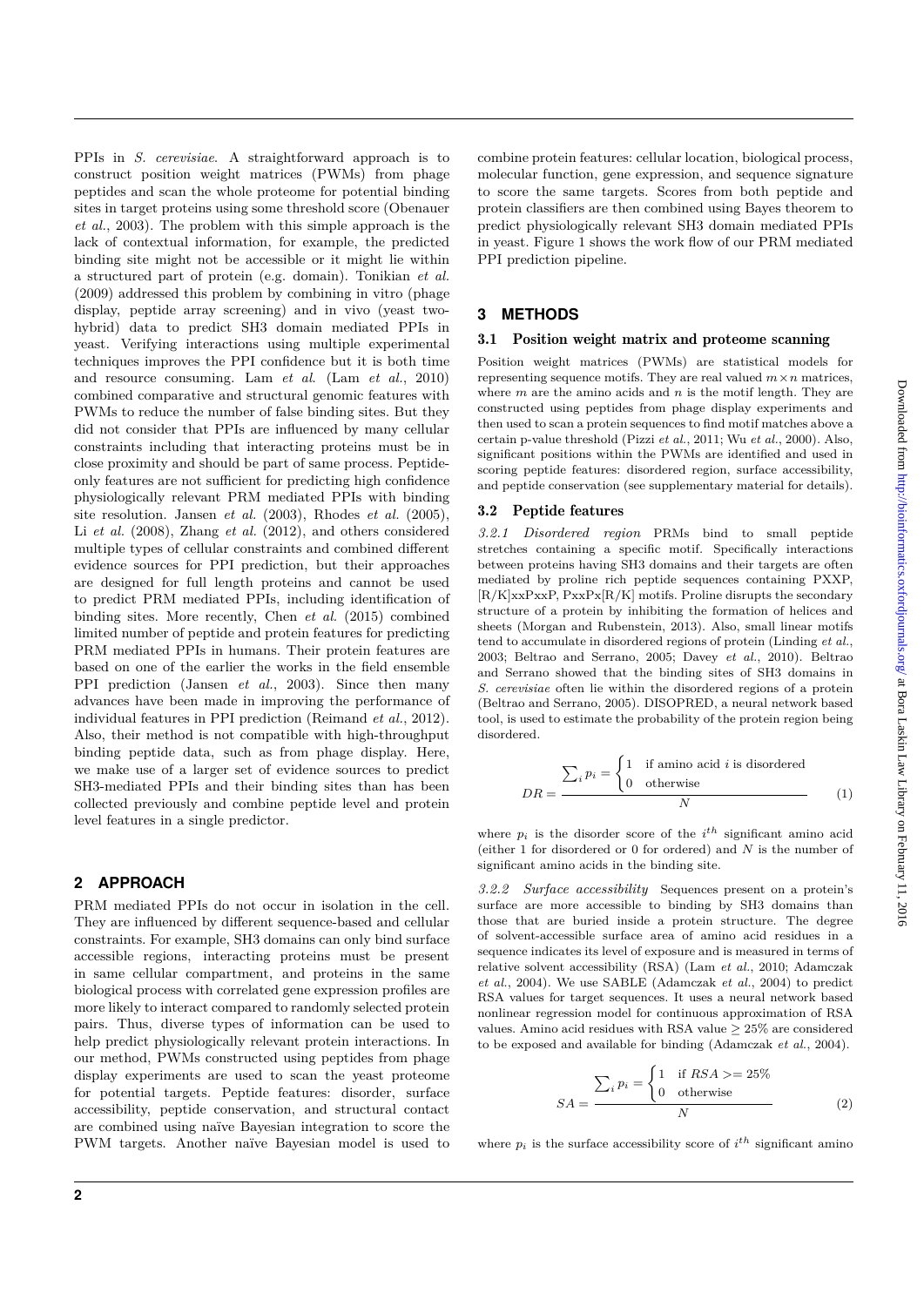PPIs in *S. cerevisiae*. A straightforward approach is to construct position weight matrices (PWMs) from phage peptides and scan the whole proteome for potential binding sites in target proteins using some threshold score (Obenauer *et al.*, 2003). The problem with this simple approach is the lack of contextual information, for example, the predicted binding site might not be accessible or it might lie within a structured part of protein (e.g. domain). Tonikian *et al.* (2009) addressed this problem by combining in vitro (phage display, peptide array screening) and in vivo (yeast two-hybrid) data to predict SH3 domain mediated PPIs in yeast. Verifying interactions using multiple experimental techniques improves the PPI confidence but it is both time and resource consuming. Lam *et al.* (Lam *et al.*, 2010) combined comparative and structural genomic features with PWMs to reduce the number of false binding sites. But they did not consider that PPIs are influenced by many cellular constraints including that interacting proteins must be in close proximity and should be part of same process. Peptide-only features are not sufficient for predicting high confidence physiologically relevant PRM mediated PPIs with binding site resolution. Jansen *et al.* (2003), Rhodes *et al.* (2005), Li *et al.* (2008), Zhang *et al.* (2012), and others considered multiple types of cellular constraints and combined different evidence sources for PPI prediction, but their approaches are designed for full length proteins and cannot be used to predict PRM mediated PPIs, including identification of binding sites. More recently, Chen *et al.* (2015) combined limited number of peptide and protein features for predicting PRM mediated PPIs in humans. Their protein features are based on one of the earlier the works in the field ensemble PPI prediction (Jansen *et al.*, 2003). Since then many advances have been made in improving the performance of individual features in PPI prediction (Reimand *et al.*, 2012). Also, their method is not compatible with high-throughput binding peptide data, such as from phage display. Here, we make use of a larger set of evidence sources to predict SH3-mediated PPIs and their binding sites than has been collected previously and combine peptide level and protein level features in a single predictor.

## 2 APPROACH

PRM mediated PPIs do not occur in isolation in the cell. They are influenced by different sequence-based and cellular constraints. For example, SH3 domains can only bind surface accessible regions, interacting proteins must be present in same cellular compartment, and proteins in the same biological process with correlated gene expression profiles are more likely to interact compared to randomly selected protein pairs. Thus, diverse types of information can be used to help predict physiologically relevant protein interactions. In our method, PWMs constructed using peptides from phage display experiments are used to scan the yeast proteome for potential targets. Peptide features: disorder, surface accessibility, peptide conservation, and structural contact are combined using naïve Bayesian integration to score the PWM targets. Another naïve Bayesian model is used to combine protein features: cellular location, biological process, molecular function, gene expression, and sequence signature to score the same targets. Scores from both peptide and protein classifiers are then combined using Bayes theorem to predict physiologically relevant SH3 domain mediated PPIs in yeast. Figure 1 shows the work flow of our PRM mediated PPI prediction pipeline.

## 3 METHODS

### 3.1 Position weight matrix and proteome scanning

Position weight matrices (PWMs) are statistical models for representing sequence motifs. They are real valued $m \times n$ matrices, where $m$ are the amino acids and $n$ is the motif length. They are constructed using peptides from phage display experiments and then used to scan a protein sequences to find motif matches above a certain p-value threshold (Pizzi *et al.*, 2011; Wu *et al.*, 2000). Also, significant positions within the PWMs are identified and used in scoring peptide features: disordered region, surface accessibility, and peptide conservation (see supplementary material for details).

### 3.2 Peptide features

*3.2.1 Disordered region* PRMs bind to small peptide stretches containing a specific motif. Specifically interactions between proteins having SH3 domains and their targets are often mediated by proline rich peptide sequences containing PXXP, [R/K]xxPxxP, PxxPx[R/K] motifs. Proline disrupts the secondary structure of a protein by inhibiting the formation of helices and sheets (Morgan and Rubenstein, 2013). Also, small linear motifs tend to accumulate in disordered regions of protein (Linding *et al.*, 2003; Beltrao and Serrano, 2005; Davey *et al.*, 2010). Beltrao and Serrano showed that the binding sites of SH3 domains in *S. cerevisiae* often lie within the disordered regions of a protein (Beltrao and Serrano, 2005). DISOPRED, a neural network based tool, is used to estimate the probability of the protein region being disordered.

$$DR = \frac{\sum_i p_i = \begin{cases} 1 & \text{if amino acid } i \text{ is disordered} \\ 0 & \text{otherwise} \end{cases}}{N} \tag{1}$$

where $p_i$ is the disorder score of the $i^{th}$ significant amino acid (either 1 for disordered or 0 for ordered) and $N$ is the number of significant amino acids in the binding site.

*3.2.2 Surface accessibility* Sequences present on a protein's surface are more accessible to binding by SH3 domains than those that are buried inside a protein structure. The degree of solvent-accessible surface area of amino acid residues in a sequence indicates its level of exposure and is measured in terms of relative solvent accessibility (RSA) (Lam *et al.*, 2010; Adamczak *et al.*, 2004). We use SABLE (Adamczak *et al.*, 2004) to predict RSA values for target sequences. It uses a neural network based nonlinear regression model for continuous approximation of RSA values. Amino acid residues with RSA value $\geq 25\%$ are considered to be exposed and available for binding (Adamczak *et al.*, 2004).

$$SA = \frac{\sum_i p_i = \begin{cases} 1 & \text{if } RSA >= 25\% \\ 0 & \text{otherwise} \end{cases}}{N} \tag{2}$$

where $p_i$ is the surface accessibility score of $i^{th}$ significant amino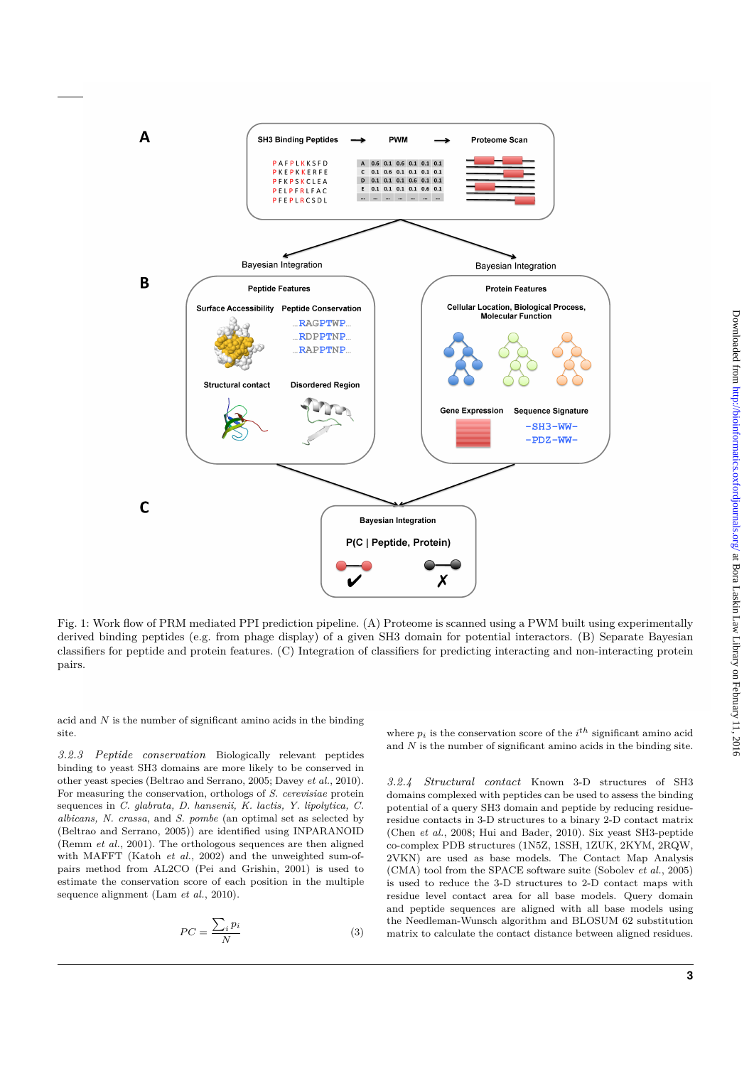Fig. 1: Work flow of PRM mediated PPI prediction pipeline. (A) Proteome is scanned using a PWM built using experimentally derived binding peptides (e.g. from phage display) of a given SH3 domain for potential interactors. (B) Separate Bayesian classifiers for peptide and protein features. (C) Integration of classifiers for predicting interacting and non-interacting protein pairs.

acid and $N$ is the number of significant amino acids in the binding site.

*3.2.3 Peptide conservation* Biologically relevant peptides binding to yeast SH3 domains are more likely to be conserved in other yeast species (Beltrao and Serrano, 2005; Davey *et al.*, 2010). For measuring the conservation, orthologs of *S. cerevisiae* protein sequences in *C. glabrata, D. hansenii, K. lactis, Y. lipolytica, C. albicans, N. crassa,* and *S. pombe* (an optimal set as selected by (Beltrao and Serrano, 2005)) are identified using INPARANOID (Remm *et al.*, 2001). The orthologous sequences are then aligned with MAFFT (Katoh *et al.*, 2002) and the unweighted sum-of-pairs method from AL2CO (Pei and Grishin, 2001) is used to estimate the conservation score of each position in the multiple sequence alignment (Lam *et al.*, 2010).

$$PC = \frac{\sum_i p_i}{N} \tag{3}$$

where $p_i$ is the conservation score of the $i^{th}$ significant amino acid and $N$ is the number of significant amino acids in the binding site.

*3.2.4 Structural contact* Known 3-D structures of SH3 domains complexed with peptides can be used to assess the binding potential of a query SH3 domain and peptide by reducing residue-residue contacts in 3-D structures to a binary 2-D contact matrix (Chen *et al.*, 2008; Hui and Bader, 2010). Six yeast SH3-peptide co-complex PDB structures (1N5Z, 1SSH, 1ZUK, 2KYM, 2RQW, 2VKN) are used as base models. The Contact Map Analysis (CMA) tool from the SPACE software suite (Sobolev *et al.*, 2005) is used to reduce the 3-D structures to 2-D contact maps with residue level contact area for all base models. Query domain and peptide sequences are aligned with all base models using the Needleman-Wunsch algorithm and BLOSUM 62 substitution matrix to calculate the contact distance between aligned residues.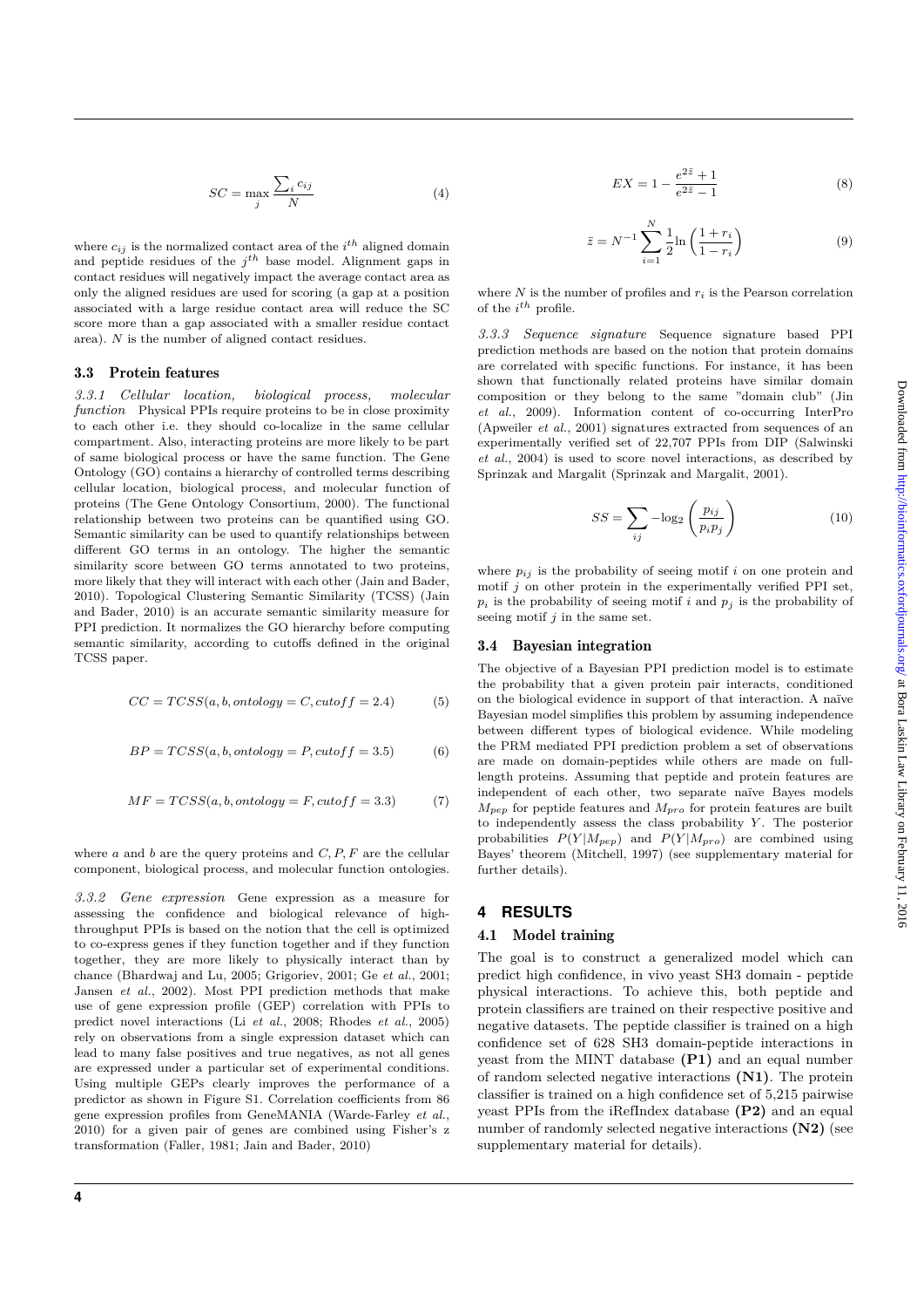$$SC = \max_{j} \frac{\sum_{i} c_{ij}}{N} \quad (4)$$

where $c_{ij}$ is the normalized contact area of the $i^{th}$ aligned domain and peptide residues of the $j^{th}$ base model. Alignment gaps in contact residues will negatively impact the average contact area as only the aligned residues are used for scoring (a gap at a position associated with a large residue contact area will reduce the SC score more than a gap associated with a smaller residue contact area). $N$ is the number of aligned contact residues.

### 3.3 Protein features

*3.3.1 Cellular location, biological process, molecular function* Physical PPIs require proteins to be in close proximity to each other i.e. they should co-localize in the same cellular compartment. Also, interacting proteins are more likely to be part of same biological process or have the same function. The Gene Ontology (GO) contains a hierarchy of controlled terms describing cellular location, biological process, and molecular function of proteins (The Gene Ontology Consortium, 2000). The functional relationship between two proteins can be quantified using GO. Semantic similarity can be used to quantify relationships between different GO terms in an ontology. The higher the semantic similarity score between GO terms annotated to two proteins, more likely that they will interact with each other (Jain and Bader, 2010). Topological Clustering Semantic Similarity (TCSS) (Jain and Bader, 2010) is an accurate semantic similarity measure for PPI prediction. It normalizes the GO hierarchy before computing semantic similarity, according to cutoffs defined in the original TCSS paper.

$$CC = TCSS(a, b, ontology = C, cutoff = 2.4) \quad (5)$$

$$BP = TCSS(a, b, ontology = P, cutoff = 3.5) \quad (6)$$

$$MF = TCSS(a, b, ontology = F, cutoff = 3.3) \quad (7)$$

where $a$ and $b$ are the query proteins and $C, P, F$ are the cellular component, biological process, and molecular function ontologies.

*3.3.2 Gene expression* Gene expression as a measure for assessing the confidence and biological relevance of high-throughput PPIs is based on the notion that the cell is optimized to co-express genes if they function together and if they function together, they are more likely to physically interact than by chance (Bhardwaj and Lu, 2005; Grigoriev, 2001; Ge *et al.*, 2001; Jansen *et al.*, 2002). Most PPI prediction methods that make use of gene expression profile (GEP) correlation with PPIs to predict novel interactions (Li *et al.*, 2008; Rhodes *et al.*, 2005) rely on observations from a single expression dataset which can lead to many false positives and true negatives, as not all genes are expressed under a particular set of experimental conditions. Using multiple GEPs clearly improves the performance of a predictor as shown in Figure S1. Correlation coefficients from 86 gene expression profiles from GeneMANIA (Warde-Farley *et al.*, 2010) for a given pair of genes are combined using Fisher's z transformation (Faller, 1981; Jain and Bader, 2010)

$$EX = 1 - \frac{e^{2\bar{z}} + 1}{e^{2\bar{z}} - 1} \quad (8)$$

$$\bar{z} = N^{-1} \sum_{i=1}^{N} \frac{1}{2} \ln\left(\frac{1 + r_i}{1 - r_i}\right) \quad (9)$$

where $N$ is the number of profiles and $r_i$ is the Pearson correlation of the $i^{th}$ profile.

*3.3.3 Sequence signature* Sequence signature based PPI prediction methods are based on the notion that protein domains are correlated with specific functions. For instance, it has been shown that functionally related proteins have similar domain composition or they belong to the same "domain club" (Jin *et al.*, 2009). Information content of co-occurring InterPro (Apweiler *et al.*, 2001) signatures extracted from sequences of an experimentally verified set of 22,707 PPIs from DIP (Salwinski *et al.*, 2004) is used to score novel interactions, as described by Sprinzak and Margalit (Sprinzak and Margalit, 2001).

$$SS = \sum_{ij} -\log_2\left(\frac{p_{ij}}{p_i p_j}\right) \quad (10)$$

where $p_{ij}$ is the probability of seeing motif $i$ on one protein and motif $j$ on other protein in the experimentally verified PPI set, $p_i$ is the probability of seeing motif $i$ and $p_j$ is the probability of seeing motif $j$ in the same set.

### 3.4 Bayesian integration

The objective of a Bayesian PPI prediction model is to estimate the probability that a given protein pair interacts, conditioned on the biological evidence in support of that interaction. A naïve Bayesian model simplifies this problem by assuming independence between different types of biological evidence. While modeling the PRM mediated PPI prediction problem a set of observations are made on domain-peptides while others are made on full-length proteins. Assuming that peptide and protein features are independent of each other, two separate naïve Bayes models $M_{pep}$ for peptide features and $M_{pro}$ for protein features are built to independently assess the class probability $Y$. The posterior probabilities $P(Y|M_{pep})$ and $P(Y|M_{pro})$ are combined using Bayes' theorem (Mitchell, 1997) (see supplementary material for further details).

## 4 RESULTS

### 4.1 Model training

The goal is to construct a generalized model which can predict high confidence, in vivo yeast SH3 domain - peptide physical interactions. To achieve this, both peptide and protein classifiers are trained on their respective positive and negative datasets. The peptide classifier is trained on a high confidence set of 628 SH3 domain-peptide interactions in yeast from the MINT database **(P1)** and an equal number of random selected negative interactions **(N1)**. The protein classifier is trained on a high confidence set of 5,215 pairwise yeast PPIs from the iRefIndex database **(P2)** and an equal number of randomly selected negative interactions **(N2)** (see supplementary material for details).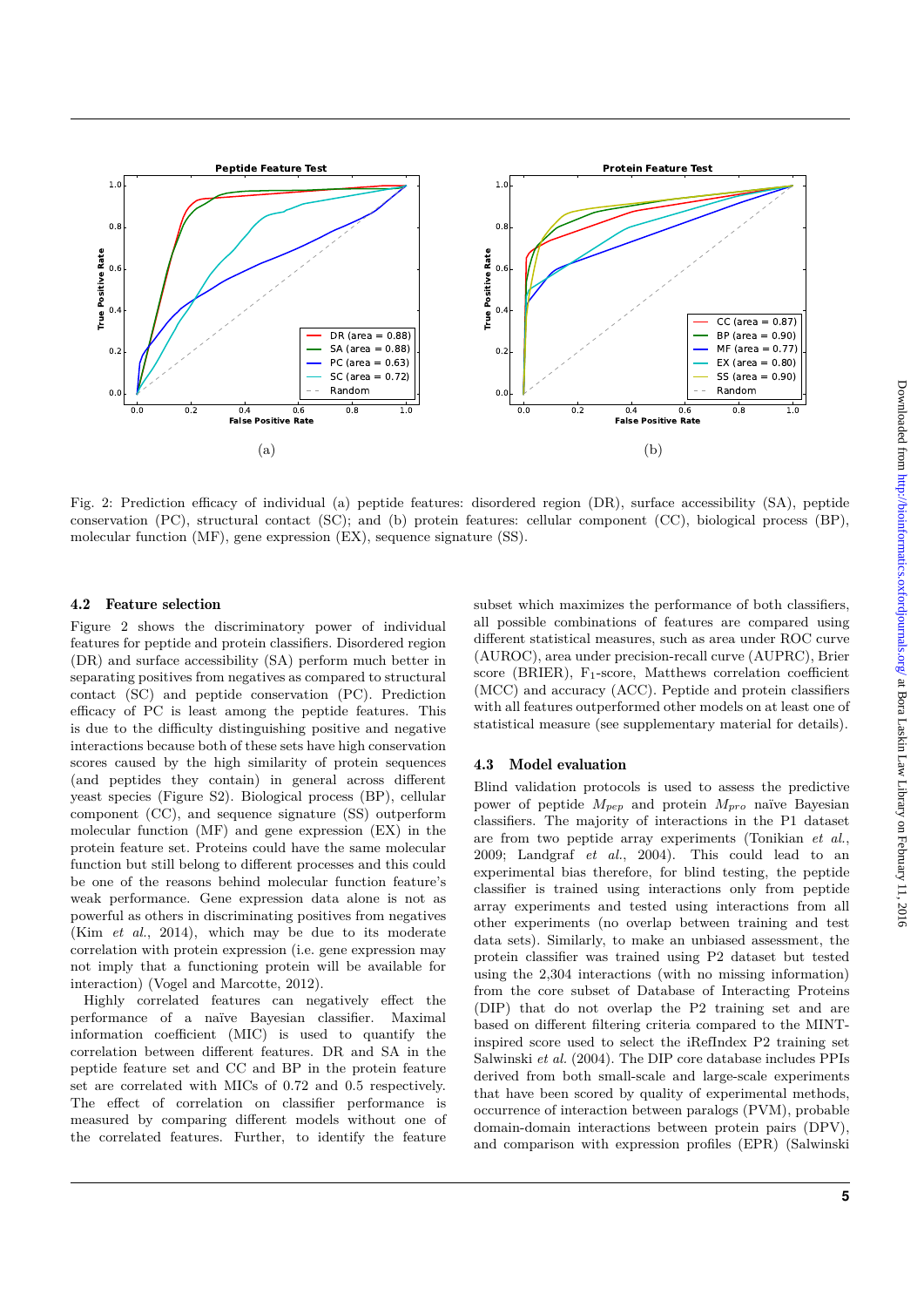Fig. 2: Prediction efficacy of individual (a) peptide features: disordered region (DR), surface accessibility (SA), peptide conservation (PC), structural contact (SC); and (b) protein features: cellular component (CC), biological process (BP), molecular function (MF), gene expression (EX), sequence signature (SS).

### 4.2 Feature selection

Figure 2 shows the discriminatory power of individual features for peptide and protein classifiers. Disordered region (DR) and surface accessibility (SA) perform much better in separating positives from negatives as compared to structural contact (SC) and peptide conservation (PC). Prediction efficacy of PC is least among the peptide features. This is due to the difficulty distinguishing positive and negative interactions because both of these sets have high conservation scores caused by the high similarity of protein sequences (and peptides they contain) in general across different yeast species (Figure S2). Biological process (BP), cellular component (CC), and sequence signature (SS) outperform molecular function (MF) and gene expression (EX) in the protein feature set. Proteins could have the same molecular function but still belong to different processes and this could be one of the reasons behind molecular function feature's weak performance. Gene expression data alone is not as powerful as others in discriminating positives from negatives (Kim *et al.*, 2014), which may be due to its moderate correlation with protein expression (i.e. gene expression may not imply that a functioning protein will be available for interaction) (Vogel and Marcotte, 2012).

Highly correlated features can negatively effect the performance of a naïve Bayesian classifier. Maximal information coefficient (MIC) is used to quantify the correlation between different features. DR and SA in the peptide feature set and CC and BP in the protein feature set are correlated with MICs of 0.72 and 0.5 respectively. The effect of correlation on classifier performance is measured by comparing different models without one of the correlated features. Further, to identify the feature subset which maximizes the performance of both classifiers, all possible combinations of features are compared using different statistical measures, such as area under ROC curve (AUROC), area under precision-recall curve (AUPRC), Brier score (BRIER), $F_1$-score, Matthews correlation coefficient (MCC) and accuracy (ACC). Peptide and protein classifiers with all features outperformed other models on at least one of statistical measure (see supplementary material for details).

### 4.3 Model evaluation

Blind validation protocols is used to assess the predictive power of peptide $M_{pep}$ and protein $M_{pro}$ naïve Bayesian classifiers. The majority of interactions in the P1 dataset are from two peptide array experiments (Tonikian *et al.*, 2009; Landgraf *et al.*, 2004). This could lead to an experimental bias therefore, for blind testing, the peptide classifier is trained using interactions only from peptide array experiments and tested using interactions from all other experiments (no overlap between training and test data sets). Similarly, to make an unbiased assessment, the protein classifier was trained using P2 dataset but tested using the 2,304 interactions (with no missing information) from the core subset of Database of Interacting Proteins (DIP) that do not overlap the P2 training set and are based on different filtering criteria compared to the MINT-inspired score used to select the iRefIndex P2 training set Salwinski *et al.* (2004). The DIP core database includes PPIs derived from both small-scale and large-scale experiments that have been scored by quality of experimental methods, occurrence of interaction between paralogs (PVM), probable domain-domain interactions between protein pairs (DPV), and comparison with expression profiles (EPR) (Salwinski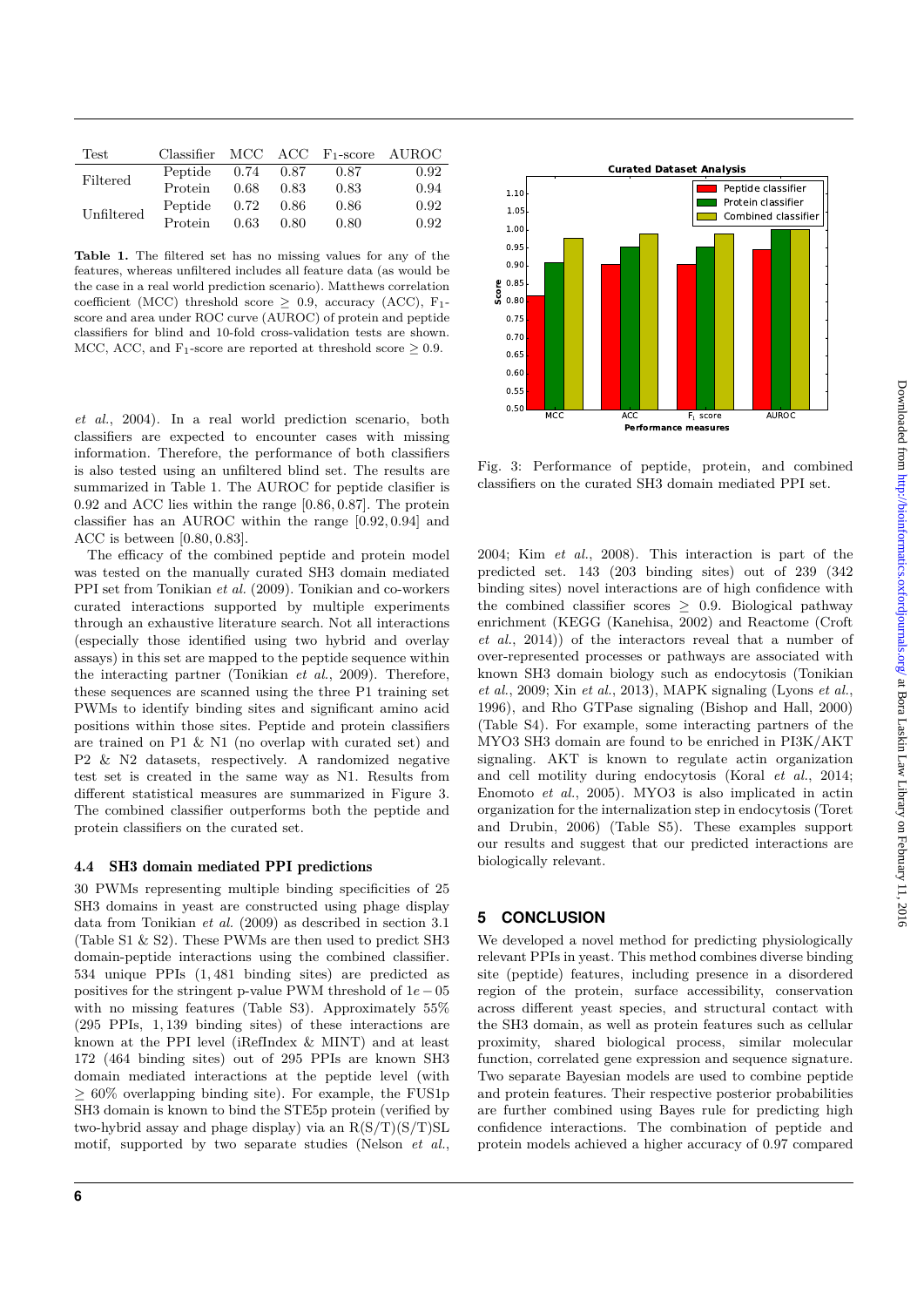| Test | Classifier | MCC | ACC | $F_1$-score | AUROC |
|---|---|---|---|---|---|
| Filtered | Peptide | 0.74 | 0.87 | 0.87 | 0.92 |
| | Protein | 0.68 | 0.83 | 0.83 | 0.94 |
| Unfiltered | Peptide | 0.72 | 0.86 | 0.86 | 0.92 |
| | Protein | 0.63 | 0.80 | 0.80 | 0.92 |

**Table 1.** The filtered set has no missing values for any of the features, whereas unfiltered includes all feature data (as would be the case in a real world prediction scenario). Matthews correlation coefficient (MCC) threshold score $\geq 0.9$, accuracy (ACC), $F_1$-score and area under ROC curve (AUROC) of protein and peptide classifiers for blind and 10-fold cross-validation tests are shown. MCC, ACC, and $F_1$-score are reported at threshold score $\geq 0.9$.

*et al.*, 2004). In a real world prediction scenario, both classifiers are expected to encounter cases with missing information. Therefore, the performance of both classifiers is also tested using an unfiltered blind set. The results are summarized in Table 1. The AUROC for peptide classifier is 0.92 and ACC lies within the range $[0.86, 0.87]$. The protein classifier has an AUROC within the range $[0.92, 0.94]$ and ACC is between $[0.80, 0.83]$.

The efficacy of the combined peptide and protein model was tested on the manually curated SH3 domain mediated PPI set from Tonikian *et al.* (2009). Tonikian and co-workers curated interactions supported by multiple experiments through an exhaustive literature search. Not all interactions (especially those identified using two hybrid and overlay assays) in this set are mapped to the peptide sequence within the interacting partner (Tonikian *et al.*, 2009). Therefore, these sequences are scanned using the three P1 training set PWMs to identify binding sites and significant amino acid positions within those sites. Peptide and protein classifiers are trained on P1 & N1 (no overlap with curated set) and P2 & N2 datasets, respectively. A randomized negative test set is created in the same way as N1. Results from different statistical measures are summarized in Figure 3. The combined classifier outperforms both the peptide and protein classifiers on the curated set.

Fig. 3: Performance of peptide, protein, and combined classifiers on the curated SH3 domain mediated PPI set.

### 4.4 SH3 domain mediated PPI predictions

30 PWMs representing multiple binding specificities of 25 SH3 domains in yeast are constructed using phage display data from Tonikian *et al.* (2009) as described in section 3.1 (Table S1 & S2). These PWMs are then used to predict SH3 domain-peptide interactions using the combined classifier. 534 unique PPIs ($1,481$ binding sites) are predicted as positives for the stringent p-value PWM threshold of $1e-05$ with no missing features (Table S3). Approximately 55% (295 PPIs, $1,139$ binding sites) of these interactions are known at the PPI level (iRefIndex & MINT) and at least 172 (464 binding sites) out of 295 PPIs are known SH3 domain mediated interactions at the peptide level (with $\geq 60\%$ overlapping binding site). For example, the FUS1p SH3 domain is known to bind the STE5p protein (verified by two-hybrid assay and phage display) via an R(S/T)(S/T)SL motif, supported by two separate studies (Nelson *et al.*, 2004; Kim *et al.*, 2008). This interaction is part of the predicted set. 143 (203 binding sites) out of 239 (342 binding sites) novel interactions are of high confidence with the combined classifier scores $\geq 0.9$. Biological pathway enrichment (KEGG (Kanehisa, 2002) and Reactome (Croft *et al.*, 2014)) of the interactors reveal that a number of over-represented processes or pathways are associated with known SH3 domain biology such as endocytosis (Tonikian *et al.*, 2009; Xin *et al.*, 2013), MAPK signaling (Lyons *et al.*, 1996), and Rho GTPase signaling (Bishop and Hall, 2000) (Table S4). For example, some interacting partners of the MYO3 SH3 domain are found to be enriched in PI3K/AKT signaling. AKT is known to regulate actin organization and cell motility during endocytosis (Koral *et al.*, 2014; Enomoto *et al.*, 2005). MYO3 is also implicated in actin organization for the internalization step in endocytosis (Toret and Drubin, 2006) (Table S5). These examples support our results and suggest that our predicted interactions are biologically relevant.

## 5 CONCLUSION

We developed a novel method for predicting physiologically relevant PPIs in yeast. This method combines diverse binding site (peptide) features, including presence in a disordered region of the protein, surface accessibility, conservation across different yeast species, and structural contact with the SH3 domain, as well as protein features such as cellular proximity, shared biological process, similar molecular function, correlated gene expression and sequence signature. Two separate Bayesian models are used to combine peptide and protein features. Their respective posterior probabilities are further combined using Bayes rule for predicting high confidence interactions. The combination of peptide and protein models achieved a higher accuracy of 0.97 compared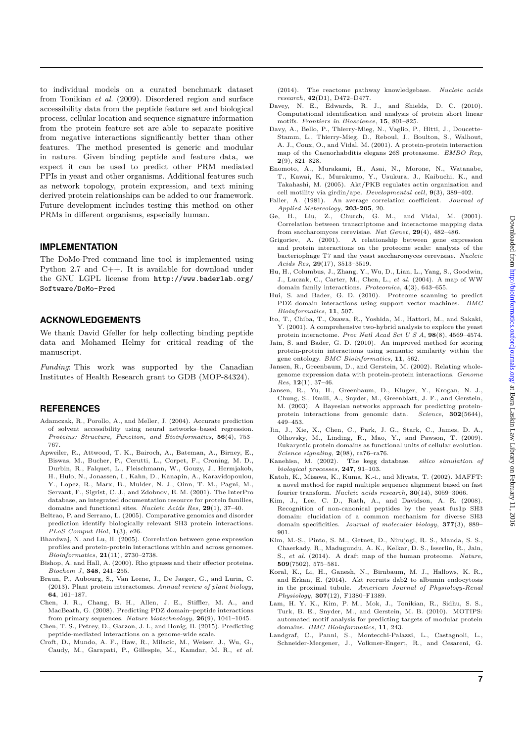to individual models on a curated benchmark dataset from Tonikian *et al.* (2009). Disordered region and surface accessibility data from the peptide feature set and biological process, cellular location and sequence signature information from the protein feature set are able to separate positive from negative interactions significantly better than other features. The method presented is generic and modular in nature. Given binding peptide and feature data, we expect it can be used to predict other PRM mediated PPIs in yeast and other organisms. Additional features such as network topology, protein expression, and text mining derived protein relationships can be added to our framework. Future development includes testing this method on other PRMs in different organisms, especially human.

## IMPLEMENTATION

The DoMo-Pred command line tool is implemented using Python 2.7 and C++. It is available for download under the GNU LGPL license from http://www.baderlab.org/Software/DoMo-Pred

## ACKNOWLEDGEMENTS

We thank David Gfeller for help collecting binding peptide data and Mohamed Helmy for critical reading of the manuscript.

*Funding*: This work was supported by the Canadian Institutes of Health Research grant to GDB (MOP-84324).

## REFERENCES

Adamczak, R., Porollo, A., and Meller, J. (2004). Accurate prediction of solvent accessibility using neural networks–based regression. *Proteins: Structure, Function, and Bioinformatics*, **56**(4), 753–767.

Apweiler, R., Attwood, T. K., Bairoch, A., Bateman, A., Birney, E., Biswas, M., Bucher, P., Cerutti, L., Corpet, F., Croning, M. D., Durbin, R., Falquet, L., Fleischmann, W., Gouzy, J., Hermjakob, H., Hulo, N., Jonassen, I., Kahn, D., Kanapin, A., Karavidopoulou, Y., Lopez, R., Marx, B., Mulder, N. J., Oinn, T. M., Pagni, M., Servant, F., Sigrist, C. J., and Zdobnov, E. M. (2001). The InterPro database, an integrated documentation resource for protein families, domains and functional sites. *Nucleic Acids Res*, **29**(1), 37–40.

Beltrao, P. and Serrano, L. (2005). Comparative genomics and disorder prediction identify biologically relevant SH3 protein interactions. *PLoS Comput Biol*, **1**(3), e26.

Bhardwaj, N. and Lu, H. (2005). Correlation between gene expression profiles and protein-protein interactions within and across genomes. *Bioinformatics*, **21**(11), 2730–2738.

Bishop, A. and Hall, A. (2000). Rho gtpases and their effector proteins. *Biochem J*, **348**, 241–255.

Braun, P., Aubourg, S., Van Leene, J., De Jaeger, G., and Lurin, C. (2013). Plant protein interactomes. *Annual review of plant biology*, **64**, 161–187.

Chen, J. R., Chang, B. H., Allen, J. E., Stiffler, M. A., and MacBeath, G. (2008). Predicting PDZ domain–peptide interactions from primary sequences. *Nature biotechnology*, **26**(9), 1041–1045.

Chen, T. S., Petrey, D., Garzon, J. I., and Honig, B. (2015). Predicting peptide-mediated interactions on a genome-wide scale.

Croft, D., Mundo, A. F., Haw, R., Milacic, M., Weiser, J., Wu, G., Caudy, M., Garapati, P., Gillespie, M., Kamdar, M. R., *et al.* (2014). The reactome pathway knowledgebase. *Nucleic acids research*, **42**(D1), D472–D477.

Davey, N. E., Edwards, R. J., and Shields, D. C. (2010). Computational identification and analysis of protein short linear motifs. *Frontiers in Bioscience*, **15**, 801–825.

Davy, A., Bello, P., Thierry-Mieg, N., Vaglio, P., Hitti, J., Doucette-Stamm, L., Thierry-Mieg, D., Reboul, J., Boulton, S., Walhout, A. J., Coux, O., and Vidal, M. (2001). A protein-protein interaction map of the Caenorhabditis elegans 26S proteasome. *EMBO Rep*, **2**(9), 821–828.

Enomoto, A., Murakami, H., Asai, N., Morone, N., Watanabe, T., Kawai, K., Murakumo, Y., Usukura, J., Kaibuchi, K., and Takahashi, M. (2005). Akt/PKB regulates actin organization and cell motility via girdin/ape. *Developmental cell*, **9**(3), 389–402.

Faller, A. (1981). An average correlation coefficient. *Journal of Applied Metereology*, **203-205**, 20.

Ge, H., Liu, Z., Church, G. M., and Vidal, M. (2001). Correlation between transcriptome and interactome mapping data from saccharomyces cerevisiae. *Nat Genet*, **29**(4), 482–486.

Grigoriev, A. (2001). A relationship between gene expression and protein interactions on the proteome scale: analysis of the bacteriophage T7 and the yeast saccharomyces cerevisiae. *Nucleic Acids Res*, **29**(17), 3513–3519.

Hu, H., Columbus, J., Zhang, Y., Wu, D., Lian, L., Yang, S., Goodwin, J., Luczak, C., Carter, M., Chen, L., *et al.* (2004). A map of WW domain family interactions. *Proteomics*, **4**(3), 643–655.

Hui, S. and Bader, G. D. (2010). Proteome scanning to predict PDZ domain interactions using support vector machines. *BMC Bioinformatics*, **11**, 507.

Ito, T., Chiba, T., Ozawa, R., Yoshida, M., Hattori, M., and Sakaki, Y. (2001). A comprehensive two-hybrid analysis to explore the yeast protein interactome. *Proc Natl Acad Sci U S A*, **98**(8), 4569–4574.

Jain, S. and Bader, G. D. (2010). An improved method for scoring protein-protein interactions using semantic similarity within the gene ontology. *BMC Bioinformatics*, **11**, 562.

Jansen, R., Greenbaum, D., and Gerstein, M. (2002). Relating whole-genome expression data with protein-protein interactions. *Genome Res*, **12**(1), 37–46.

Jansen, R., Yu, H., Greenbaum, D., Kluger, Y., Krogan, N. J., Chung, S., Emili, A., Snyder, M., Greenblatt, J. F., and Gerstein, M. (2003). A Bayesian networks approach for predicting protein-protein interactions from genomic data. *Science*, **302**(5644), 449–453.

Jin, J., Xie, X., Chen, C., Park, J. G., Stark, C., James, D. A., Olhovsky, M., Linding, R., Mao, Y., and Pawson, T. (2009). Eukaryotic protein domains as functional units of cellular evolution. *Science signaling*, **2**(98), ra76–ra76.

Kanehisa, M. (2002). The kegg database. *silico simulation of biological processes*, **247**, 91–103.

Katoh, K., Misawa, K., Kuma, K.-i., and Miyata, T. (2002). MAFFT: a novel method for rapid multiple sequence alignment based on fast fourier transform. *Nucleic acids research*, **30**(14), 3059–3066.

Kim, J., Lee, C. D., Rath, A., and Davidson, A. R. (2008). Recognition of non-canonical peptides by the yeast fus1p SH3 domain: elucidation of a common mechanism for diverse SH3 domain specificities. *Journal of molecular biology*, **377**(3), 889–901.

Kim, M.-S., Pinto, S. M., Getnet, D., Nirujogi, R. S., Manda, S. S., Chaerkady, R., Madugundu, A. K., Kelkar, D. S., Isserlin, R., Jain, S., *et al.* (2014). A draft map of the human proteome. *Nature*, **509**(7502), 575–581.

Koral, K., Li, H., Ganesh, N., Birnbaum, M. J., Hallows, K. R., and Erkan, E. (2014). Akt recruits dab2 to albumin endocytosis in the proximal tubule. *American Journal of Physiology-Renal Physiology*, **307**(12), F1380–F1389.

Lam, H. Y. K., Kim, P. M., Mok, J., Tonikian, R., Sidhu, S. S., Turk, B. E., Snyder, M., and Gerstein, M. B. (2010). MOTIPS: automated motif analysis for predicting targets of modular protein domains. *BMC Bioinformatics*, **11**, 243.

Landgraf, C., Panni, S., Montecchi-Palazzi, L., Castagnoli, L., Schneider-Mergener, J., Volkmer-Engert, R., and Cesareni, G.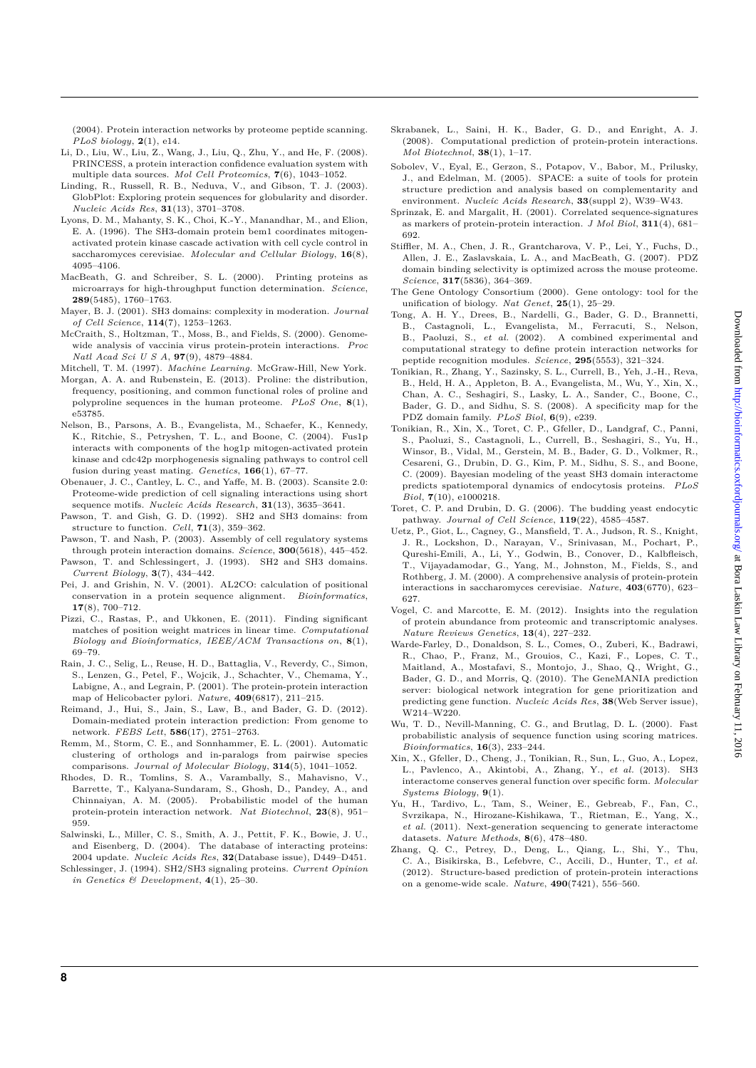(2004). Protein interaction networks by proteome peptide scanning. *PLoS biology*, **2**(1), e14.

Li, D., Liu, W., Liu, Z., Wang, J., Liu, Q., Zhu, Y., and He, F. (2008). PRINCESS, a protein interaction confidence evaluation system with multiple data sources. *Mol Cell Proteomics*, **7**(6), 1043–1052.

Linding, R., Russell, R. B., Neduva, V., and Gibson, T. J. (2003). GlobPlot: Exploring protein sequences for globularity and disorder. *Nucleic Acids Res*, **31**(13), 3701–3708.

Lyons, D. M., Mahanty, S. K., Choi, K.-Y., Manandhar, M., and Elion, E. A. (1996). The SH3-domain protein bem1 coordinates mitogen-activated protein kinase cascade activation with cell cycle control in saccharomyces cerevisiae. *Molecular and Cellular Biology*, **16**(8), 4095–4106.

MacBeath, G. and Schreiber, S. L. (2000). Printing proteins as microarrays for high-throughput function determination. *Science*, **289**(5485), 1760–1763.

Mayer, B. J. (2001). SH3 domains: complexity in moderation. *Journal of Cell Science*, **114**(7), 1253–1263.

McCraith, S., Holtzman, T., Moss, B., and Fields, S. (2000). Genome-wide analysis of vaccinia virus protein-protein interactions. *Proc Natl Acad Sci U S A*, **97**(9), 4879–4884.

Mitchell, T. M. (1997). *Machine Learning*. McGraw-Hill, New York.

Morgan, A. A. and Rubenstein, E. (2013). Proline: the distribution, frequency, positioning, and common functional roles of proline and polyproline sequences in the human proteome. *PLoS One*, **8**(1), e53785.

Nelson, B., Parsons, A. B., Evangelista, M., Schaefer, K., Kennedy, K., Ritchie, S., Petryshen, T. L., and Boone, C. (2004). Fus1p interacts with components of the hog1p mitogen-activated protein kinase and cdc42p morphogenesis signaling pathways to control cell fusion during yeast mating. *Genetics*, **166**(1), 67–77.

Obenauer, J. C., Cantley, L. C., and Yaffe, M. B. (2003). Scansite 2.0: Proteome-wide prediction of cell signaling interactions using short sequence motifs. *Nucleic Acids Research*, **31**(13), 3635–3641.

Pawson, T. and Gish, G. D. (1992). SH2 and SH3 domains: from structure to function. *Cell*, **71**(3), 359–362.

Pawson, T. and Nash, P. (2003). Assembly of cell regulatory systems through protein interaction domains. *Science*, **300**(5618), 445–452.

Pawson, T. and Schlessingert, J. (1993). SH2 and SH3 domains. *Current Biology*, **3**(7), 434–442.

Pei, J. and Grishin, N. V. (2001). AL2CO: calculation of positional conservation in a protein sequence alignment. *Bioinformatics*, **17**(8), 700–712.

Pizzi, C., Rastas, P., and Ukkonen, E. (2011). Finding significant matches of position weight matrices in linear time. *Computational Biology and Bioinformatics, IEEE/ACM Transactions on*, **8**(1), 69–79.

Rain, J. C., Selig, L., Reuse, H. D., Battaglia, V., Reverdy, C., Simon, S., Lenzen, G., Petel, F., Wojcik, J., Schachter, V., Chemama, Y., Labigne, A., and Legrain, P. (2001). The protein-protein interaction map of Helicobacter pylori. *Nature*, **409**(6817), 211–215.

Reimand, J., Hui, S., Jain, S., Law, B., and Bader, G. D. (2012). Domain-mediated protein interaction prediction: From genome to network. *FEBS Lett*, **586**(17), 2751–2763.

Remm, M., Storm, C. E., and Sonnhammer, E. L. (2001). Automatic clustering of orthologs and in-paralogs from pairwise species comparisons. *Journal of Molecular Biology*, **314**(5), 1041–1052.

Rhodes, D. R., Tomlins, S. A., Varambally, S., Mahavisno, V., Barrette, T., Kalyana-Sundaram, S., Ghosh, D., Pandey, A., and Chinnaiyan, A. M. (2005). Probabilistic model of the human protein-protein interaction network. *Nat Biotechnol*, **23**(8), 951–959.

Salwinski, L., Miller, C. S., Smith, A. J., Pettit, F. K., Bowie, J. U., and Eisenberg, D. (2004). The database of interacting proteins: 2004 update. *Nucleic Acids Res*, **32**(Database issue), D449–D451.

Schlessinger, J. (1994). SH2/SH3 signaling proteins. *Current Opinion in Genetics & Development*, **4**(1), 25–30.

Skrabanek, L., Saini, H. K., Bader, G. D., and Enright, A. J. (2008). Computational prediction of protein-protein interactions. *Mol Biotechnol*, **38**(1), 1–17.

Sobolev, V., Eyal, E., Gerzon, S., Potapov, V., Babor, M., Prilusky, J., and Edelman, M. (2005). SPACE: a suite of tools for protein structure prediction and analysis based on complementarity and environment. *Nucleic Acids Research*, **33**(suppl 2), W39–W43.

Sprinzak, E. and Margalit, H. (2001). Correlated sequence-signatures as markers of protein-protein interaction. *J Mol Biol*, **311**(4), 681–692.

Stiffler, M. A., Chen, J. R., Grantcharova, V. P., Lei, Y., Fuchs, D., Allen, J. E., Zaslavskaia, L. A., and MacBeath, G. (2007). PDZ domain binding selectivity is optimized across the mouse proteome. *Science*, **317**(5836), 364–369.

The Gene Ontology Consortium (2000). Gene ontology: tool for the unification of biology. *Nat Genet*, **25**(1), 25–29.

Tong, A. H. Y., Drees, B., Nardelli, G., Bader, G. D., Brannetti, B., Castagnoli, L., Evangelista, M., Ferracuti, S., Nelson, B., Paoluzi, S., *et al.* (2002). A combined experimental and computational strategy to define protein interaction networks for peptide recognition modules. *Science*, **295**(5553), 321–324.

Tonikian, R., Zhang, Y., Sazinsky, S. L., Currell, B., Yeh, J.-H., Reva, B., Held, H. A., Appleton, B. A., Evangelista, M., Wu, Y., Xin, X., Chan, A. C., Seshagiri, S., Lasky, L. A., Sander, C., Boone, C., Bader, G. D., and Sidhu, S. S. (2008). A specificity map for the PDZ domain family. *PLoS Biol*, **6**(9), e239.

Tonikian, R., Xin, X., Toret, C. P., Gfeller, D., Landgraf, C., Panni, S., Paoluzi, S., Castagnoli, L., Currell, B., Seshagiri, S., Yu, H., Winsor, B., Vidal, M., Gerstein, M. B., Bader, G. D., Volkmer, R., Cesareni, G., Drubin, D. G., Kim, P. M., Sidhu, S. S., and Boone, C. (2009). Bayesian modeling of the yeast SH3 domain interactome predicts spatiotemporal dynamics of endocytosis proteins. *PLoS Biol*, **7**(10), e1000218.

Toret, C. P. and Drubin, D. G. (2006). The budding yeast endocytic pathway. *Journal of Cell Science*, **119**(22), 4585–4587.

Uetz, P., Giot, L., Cagney, G., Mansfield, T. A., Judson, R. S., Knight, J. R., Lockshon, D., Narayan, V., Srinivasan, M., Pochart, P., Qureshi-Emili, A., Li, Y., Godwin, B., Conover, D., Kalbfleisch, T., Vijayadamodar, G., Yang, M., Johnston, M., Fields, S., and Rothberg, J. M. (2000). A comprehensive analysis of protein-protein interactions in saccharomyces cerevisiae. *Nature*, **403**(6770), 623–627.

Vogel, C. and Marcotte, E. M. (2012). Insights into the regulation of protein abundance from proteomic and transcriptomic analyses. *Nature Reviews Genetics*, **13**(4), 227–232.

Warde-Farley, D., Donaldson, S. L., Comes, O., Zuberi, K., Badrawi, R., Chao, P., Franz, M., Grouios, C., Kazi, F., Lopes, C. T., Maitland, A., Mostafavi, S., Montojo, J., Shao, Q., Wright, G., Bader, G. D., and Morris, Q. (2010). The GeneMANIA prediction server: biological network integration for gene prioritization and predicting gene function. *Nucleic Acids Res*, **38**(Web Server issue), W214–W220.

Wu, T. D., Nevill-Manning, C. G., and Brutlag, D. L. (2000). Fast probabilistic analysis of sequence function using scoring matrices. *Bioinformatics*, **16**(3), 233–244.

Xin, X., Gfeller, D., Cheng, J., Tonikian, R., Sun, L., Guo, A., Lopez, L., Pavlenco, A., Akintobi, A., Zhang, Y., *et al.* (2013). SH3 interactome conserves general function over specific form. *Molecular Systems Biology*, **9**(1).

Yu, H., Tardivo, L., Tam, S., Weiner, E., Gebreab, F., Fan, C., Svrzikapa, N., Hirozane-Kishikawa, T., Rietman, E., Yang, X., *et al.* (2011). Next-generation sequencing to generate interactome datasets. *Nature Methods*, **8**(6), 478–480.

Zhang, Q. C., Petrey, D., Deng, L., Qiang, L., Shi, Y., Thu, C. A., Bisikirska, B., Lefebvre, C., Accili, D., Hunter, T., *et al.* (2012). Structure-based prediction of protein-protein interactions on a genome-wide scale. *Nature*, **490**(7421), 556–560.